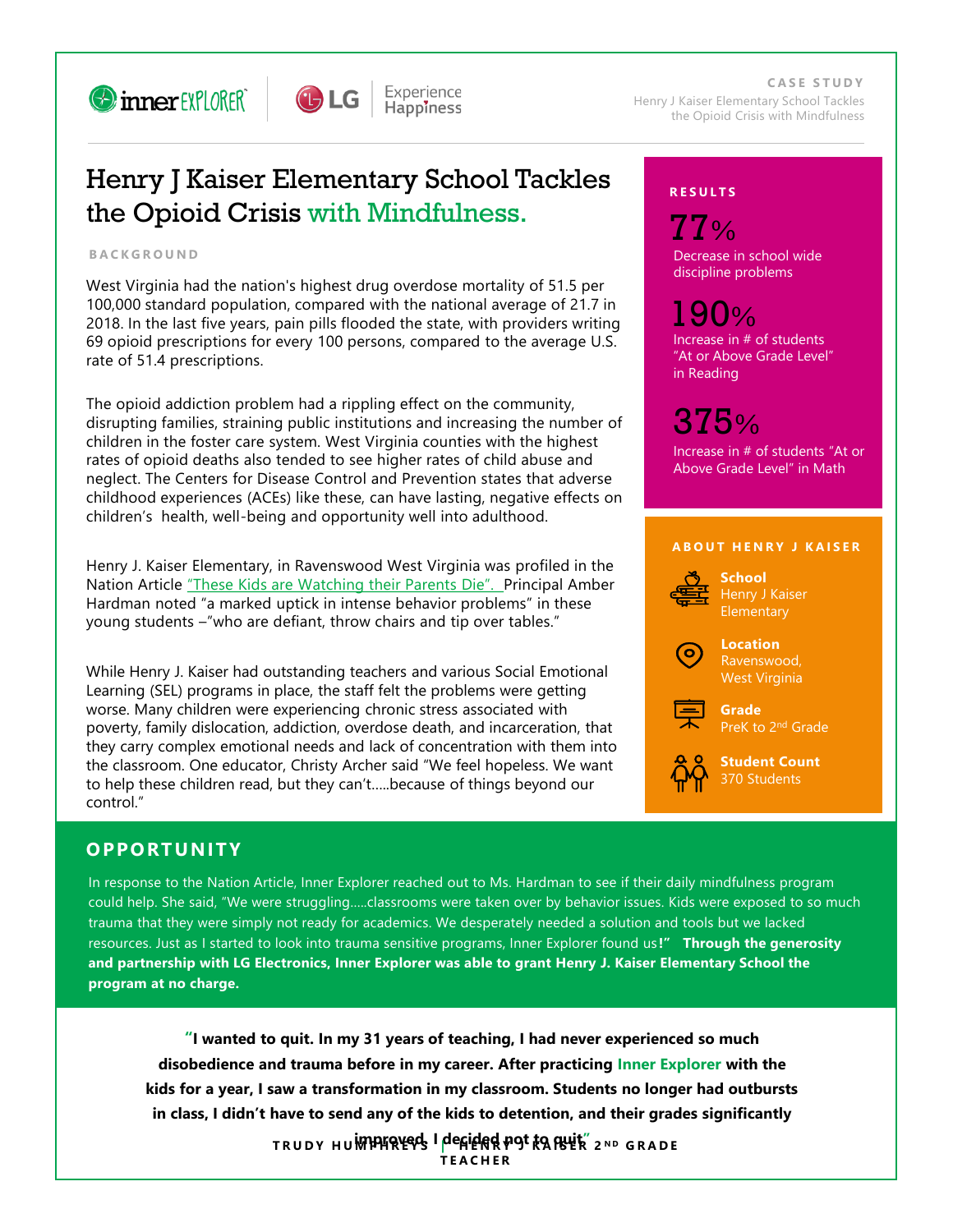CASE STUDY

Henry J Kaiser Elementary School Tackles the Opioid Crisis with Mindfulness

# Henry J Kaiser Elementary School Tackles the Opioid Crisis with Mindfulness.

## BACKGROUND

West Virginia had the nation's highest drug overdose mortality of 51.5 per 100,000 standard population, compared with the national average of 21.7 in 2018. In the last five years, pain pills flooded the state, with providers writing 69 opioid prescriptions for every 100 persons, compared to the average U.S. rate of 51.4 prescriptions.

The opioid addiction problem had a rippling effect on the community, disrupting families, straining public institutions and increasing the number of children in the foster care system. West Virginia counties with the highest rates of opioid deaths also tended to see higher rates of child abuse and neglect. The Centers for Disease Control and Prevention states that adverse childhood experiences (ACEs) like these, can have lasting, negative effects on children's health, well-being and opportunity well into adulthood.

Henry J. Kaiser Elementary, in Ravenswood West Virginia was profiled in the Nation Article "These Kids are Watching their Parents Die". Principal Amber Hardman noted "a marked uptick in intense behavior problems" in these young students –"who are defiant, throw chairs and tip over tables."

While Henry J. Kaiser had outstanding teachers and various Social Emotional Learning (SEL) programs in place, the staff felt the problems were getting worse. Many children were experiencing chronic stress associated with poverty, family dislocation, addiction, overdose death, and incarceration, that they carry complex emotional needs and lack of concentration with them into the classroom. One educator, Christy Archer said "We feel hopeless. We want to help these children read, but they can't.....because of things beyond our control."

## RESULTS

**77%**
Decrease in school wide discipline problems

**190%**
Increase in # of students "At or Above Grade Level" in Reading

**375%**
Increase in # of students "At or Above Grade Level" in Math

## ABOUT HENRY J KAISER

**School**
Henry J Kaiser Elementary

**Location**
Ravenswood, West Virginia

**Grade**
PreK to 2nd Grade

**Student Count**
370 Students

## OPPORTUNITY

In response to the Nation Article, Inner Explorer reached out to Ms. Hardman to see if their daily mindfulness program could help. She said, "We were struggling.....classrooms were taken over by behavior issues. Kids were exposed to so much trauma that they were simply not ready for academics. We desperately needed a solution and tools but we lacked resources. Just as I started to look into trauma sensitive programs, Inner Explorer found us!" **Through the generosity and partnership with LG Electronics, Inner Explorer was able to grant Henry J. Kaiser Elementary School the program at no charge.**

**"I wanted to quit. In my 31 years of teaching, I had never experienced so much disobedience and trauma before in my career. After practicing Inner Explorer with the kids for a year, I saw a transformation in my classroom. Students no longer had outbursts in class, I didn't have to send any of the kids to detention, and their grades significantly improved. I decided not to quit."**

TRUDY HUMPHREYS | HENRY J KAISER 2ND GRADE TEACHER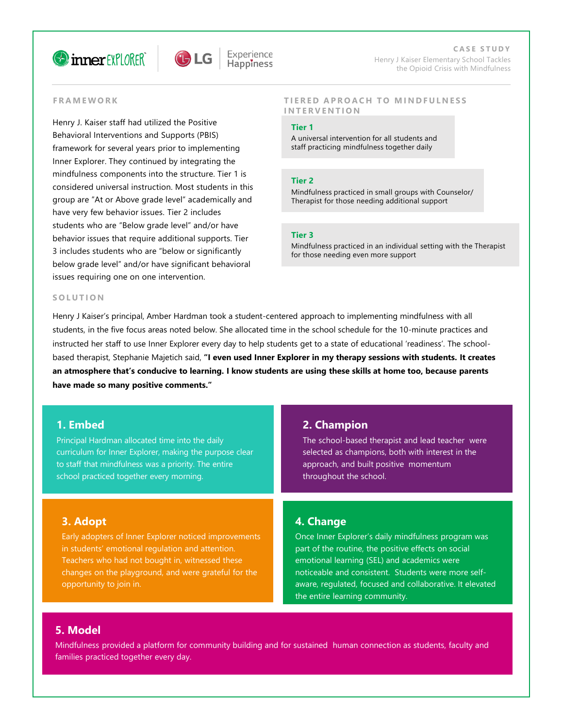## FRAMEWORK

Henry J. Kaiser staff had utilized the Positive Behavioral Interventions and Supports (PBIS) framework for several years prior to implementing Inner Explorer. They continued by integrating the mindfulness components into the structure. Tier 1 is considered universal instruction. Most students in this group are "At or Above grade level" academically and have very few behavior issues. Tier 2 includes students who are "Below grade level" and/or have behavior issues that require additional supports. Tier 3 includes students who are "below or significantly below grade level" and/or have significant behavioral issues requiring one on one intervention.

## TIERED APROACH TO MINDFULNESS INTERVENTION

**Tier 1**
A universal intervention for all students and staff practicing mindfulness together daily

**Tier 2**
Mindfulness practiced in small groups with Counselor/ Therapist for those needing additional support

**Tier 3**
Mindfulness practiced in an individual setting with the Therapist for those needing even more support

## SOLUTION

Henry J Kaiser's principal, Amber Hardman took a student-centered approach to implementing mindfulness with all students, in the five focus areas noted below. She allocated time in the school schedule for the 10-minute practices and instructed her staff to use Inner Explorer every day to help students get to a state of educational 'readiness'. The school-based therapist, Stephanie Majetich said, **"I even used Inner Explorer in my therapy sessions with students. It creates an atmosphere that's conducive to learning. I know students are using these skills at home too, because parents have made so many positive comments."**

### 1. Embed

Principal Hardman allocated time into the daily curriculum for Inner Explorer, making the purpose clear to staff that mindfulness was a priority. The entire school practiced together every morning.

### 2. Champion

The school-based therapist and lead teacher were selected as champions, both with interest in the approach, and built positive momentum throughout the school.

### 3. Adopt

Early adopters of Inner Explorer noticed improvements in students' emotional regulation and attention. Teachers who had not bought in, witnessed these changes on the playground, and were grateful for the opportunity to join in.

### 4. Change

Once Inner Explorer's daily mindfulness program was part of the routine, the positive effects on social emotional learning (SEL) and academics were noticeable and consistent. Students were more self-aware, regulated, focused and collaborative. It elevated the entire learning community.

### 5. Model

Mindfulness provided a platform for community building and for sustained human connection as students, faculty and families practiced together every day.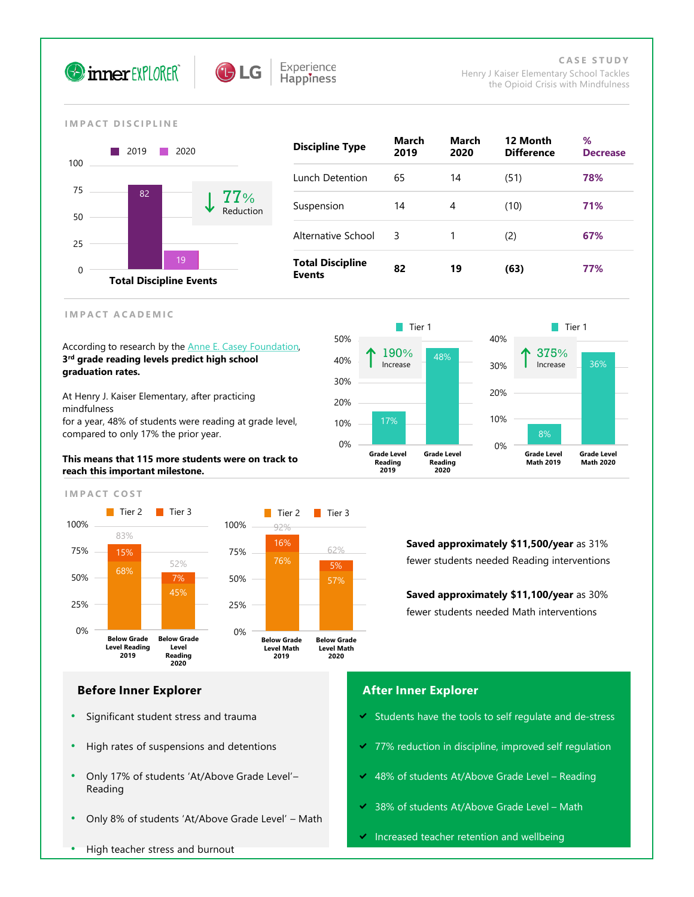inner EXPLORER | LG Experience Happiness

CASE STUDY
Henry J Kaiser Elementary School Tackles the Opioid Crisis with Mindfulness

## IMPACT DISCIPLINE

2019
2020
100
75
50
25
0
82
19
77% Reduction
Total Discipline Events

| Discipline Type | March 2019 | March 2020 | 12 Month Difference | % Decrease |
|---|---|---|---|---|
| Lunch Detention | 65 | 14 | (51) | **78%** |
| Suspension | 14 | 4 | (10) | **71%** |
| Alternative School | 3 | 1 | (2) | **67%** |
| **Total Discipline Events** | **82** | **19** | **(63)** | **77%** |

## IMPACT ACADEMIC

According to research by the Anne E. Casey Foundation, **3rd grade reading levels predict high school graduation rates.**

At Henry J. Kaiser Elementary, after practicing mindfulness for a year, 48% of students were reading at grade level, compared to only 17% the prior year.

**This means that 115 more students were on track to reach this important milestone.**

Tier 1
50%
40%
30%
20%
10%
0%
190% Increase
17%
48%
Grade Level Reading 2019
Grade Level Reading 2020

Tier 1
40%
30%
20%
10%
0%
375% Increase
8%
36%
Grade Level Math 2019
Grade Level Math 2020

## IMPACT COST

Tier 2
Tier 3
100%
75%
50%
25%
0%
83%
15%
68%
52%
7%
45%
Below Grade Level Reading 2019
Below Grade Level Reading 2020

Tier 2
Tier 3
100%
75%
50%
25%
0%
92%
16%
76%
62%
5%
57%
Below Grade Level Math 2019
Below Grade Level Math 2020

**Saved approximately $11,500/year** as 31% fewer students needed Reading interventions

**Saved approximately $11,100/year** as 30% fewer students needed Math interventions

### Before Inner Explorer

- Significant student stress and trauma
- High rates of suspensions and detentions
- Only 17% of students 'At/Above Grade Level'– Reading
- Only 8% of students 'At/Above Grade Level' – Math
- High teacher stress and burnout

### After Inner Explorer

- Students have the tools to self regulate and de-stress
- 77% reduction in discipline, improved self regulation
- 48% of students At/Above Grade Level – Reading
- 38% of students At/Above Grade Level – Math
- Increased teacher retention and wellbeing